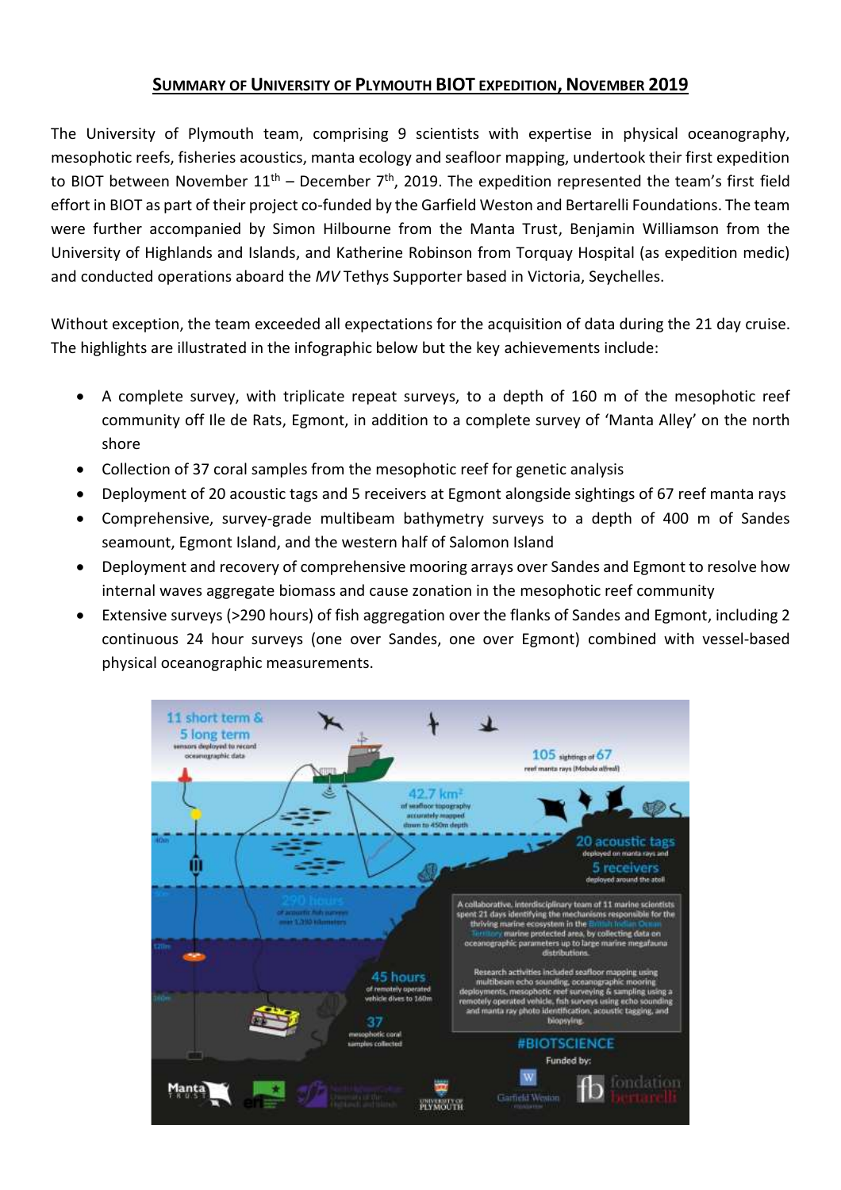# SUMMARY OF UNIVERSITY OF PLYMOUTH BIOT EXPEDITION, NOVEMBER 2019

The University of Plymouth team, comprising 9 scientists with expertise in physical oceanography, mesophotic reefs, fisheries acoustics, manta ecology and seafloor mapping, undertook their first expedition to BIOT between November 11th – December 7th, 2019. The expedition represented the team's first field effort in BIOT as part of their project co-funded by the Garfield Weston and Bertarelli Foundations. The team were further accompanied by Simon Hilbourne from the Manta Trust, Benjamin Williamson from the University of Highlands and Islands, and Katherine Robinson from Torquay Hospital (as expedition medic) and conducted operations aboard the *MV* Tethys Supporter based in Victoria, Seychelles.

Without exception, the team exceeded all expectations for the acquisition of data during the 21 day cruise. The highlights are illustrated in the infographic below but the key achievements include:

- A complete survey, with triplicate repeat surveys, to a depth of 160 m of the mesophotic reef community off Ile de Rats, Egmont, in addition to a complete survey of 'Manta Alley' on the north shore
- Collection of 37 coral samples from the mesophotic reef for genetic analysis
- Deployment of 20 acoustic tags and 5 receivers at Egmont alongside sightings of 67 reef manta rays
- Comprehensive, survey-grade multibeam bathymetry surveys to a depth of 400 m of Sandes seamount, Egmont Island, and the western half of Salomon Island
- Deployment and recovery of comprehensive mooring arrays over Sandes and Egmont to resolve how internal waves aggregate biomass and cause zonation in the mesophotic reef community
- Extensive surveys (>290 hours) of fish aggregation over the flanks of Sandes and Egmont, including 2 continuous 24 hour surveys (one over Sandes, one over Egmont) combined with vessel-based physical oceanographic measurements.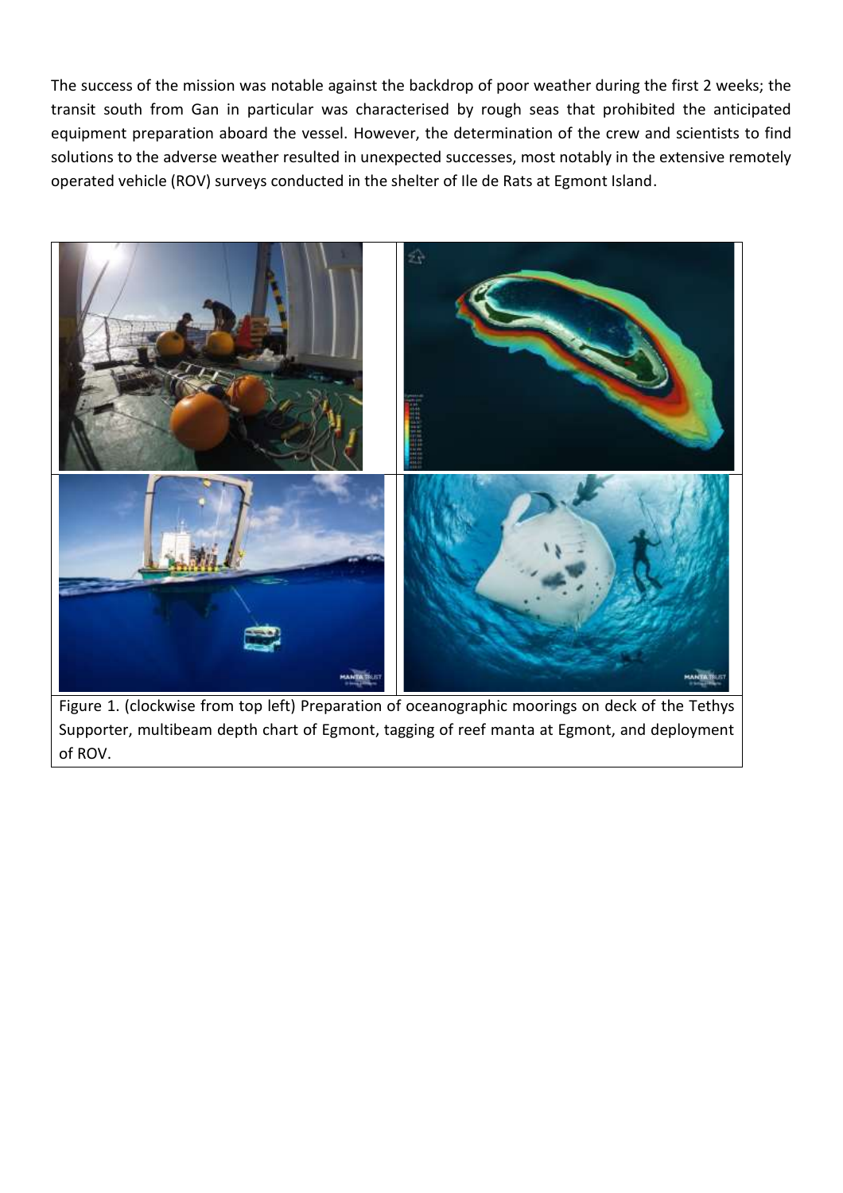The success of the mission was notable against the backdrop of poor weather during the first 2 weeks; the transit south from Gan in particular was characterised by rough seas that prohibited the anticipated equipment preparation aboard the vessel. However, the determination of the crew and scientists to find solutions to the adverse weather resulted in unexpected successes, most notably in the extensive remotely operated vehicle (ROV) surveys conducted in the shelter of Ile de Rats at Egmont Island.

Figure 1. (clockwise from top left) Preparation of oceanographic moorings on deck of the Tethys Supporter, multibeam depth chart of Egmont, tagging of reef manta at Egmont, and deployment of ROV.